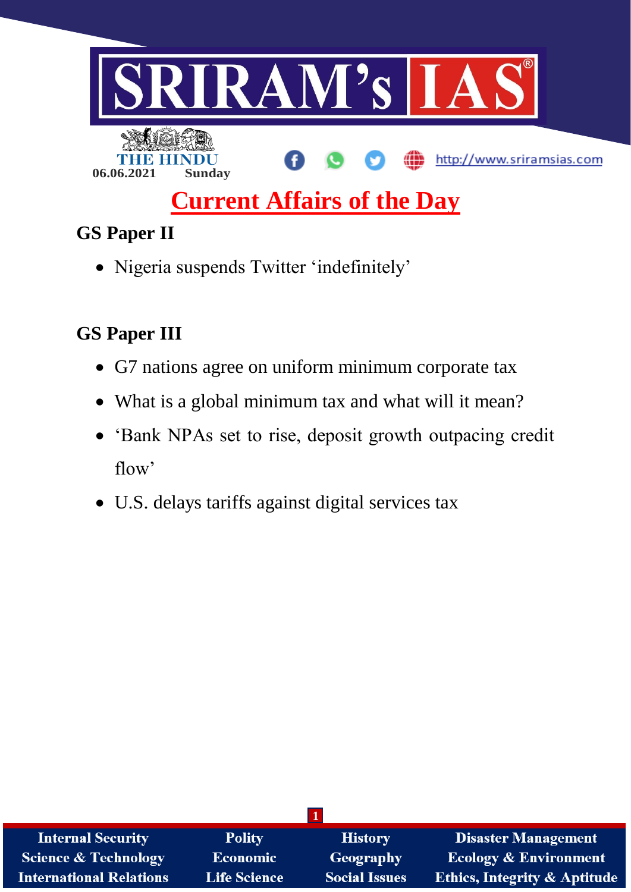# SRIRAM's IAS

THE HINDU
06.06.2021 Sunday

http://www.sriramsias.com

## Current Affairs of the Day

### GS Paper II

- Nigeria suspends Twitter 'indefinitely'

### GS Paper III

- G7 nations agree on uniform minimum corporate tax
- What is a global minimum tax and what will it mean?
- 'Bank NPAs set to rise, deposit growth outpacing credit flow'
- U.S. delays tariffs against digital services tax

Internal Security | Polity | History | Disaster Management
Science & Technology | Economic | Geography | Ecology & Environment
International Relations | Life Science | Social Issues | Ethics, Integrity & Aptitude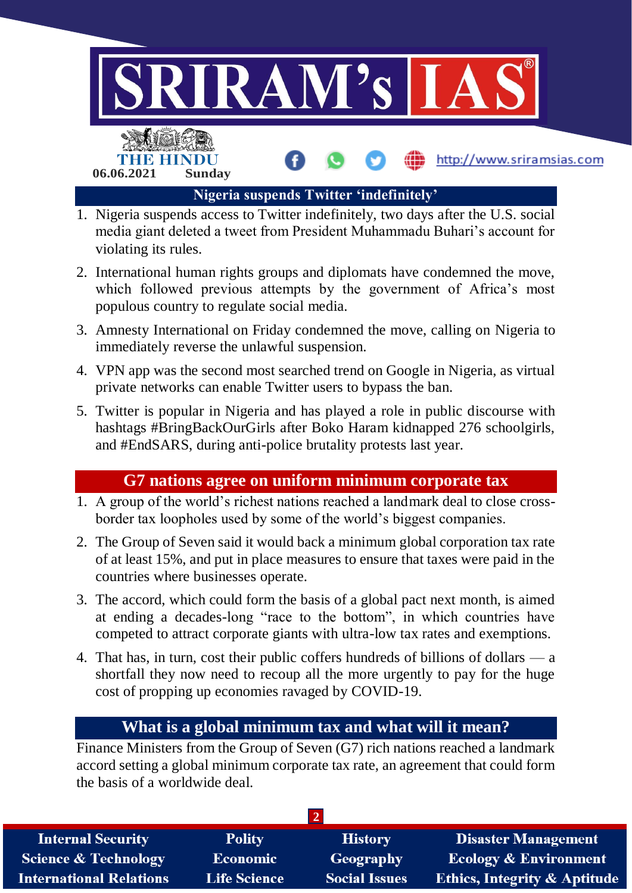## Nigeria suspends Twitter 'indefinitely'

1. Nigeria suspends access to Twitter indefinitely, two days after the U.S. social media giant deleted a tweet from President Muhammadu Buhari's account for violating its rules.
2. International human rights groups and diplomats have condemned the move, which followed previous attempts by the government of Africa's most populous country to regulate social media.
3. Amnesty International on Friday condemned the move, calling on Nigeria to immediately reverse the unlawful suspension.
4. VPN app was the second most searched trend on Google in Nigeria, as virtual private networks can enable Twitter users to bypass the ban.
5. Twitter is popular in Nigeria and has played a role in public discourse with hashtags #BringBackOurGirls after Boko Haram kidnapped 276 schoolgirls, and #EndSARS, during anti-police brutality protests last year.

## G7 nations agree on uniform minimum corporate tax

1. A group of the world's richest nations reached a landmark deal to close cross-border tax loopholes used by some of the world's biggest companies.
2. The Group of Seven said it would back a minimum global corporation tax rate of at least 15%, and put in place measures to ensure that taxes were paid in the countries where businesses operate.
3. The accord, which could form the basis of a global pact next month, is aimed at ending a decades-long "race to the bottom", in which countries have competed to attract corporate giants with ultra-low tax rates and exemptions.
4. That has, in turn, cost their public coffers hundreds of billions of dollars — a shortfall they now need to recoup all the more urgently to pay for the huge cost of propping up economies ravaged by COVID-19.

## What is a global minimum tax and what will it mean?

Finance Ministers from the Group of Seven (G7) rich nations reached a landmark accord setting a global minimum corporate tax rate, an agreement that could form the basis of a worldwide deal.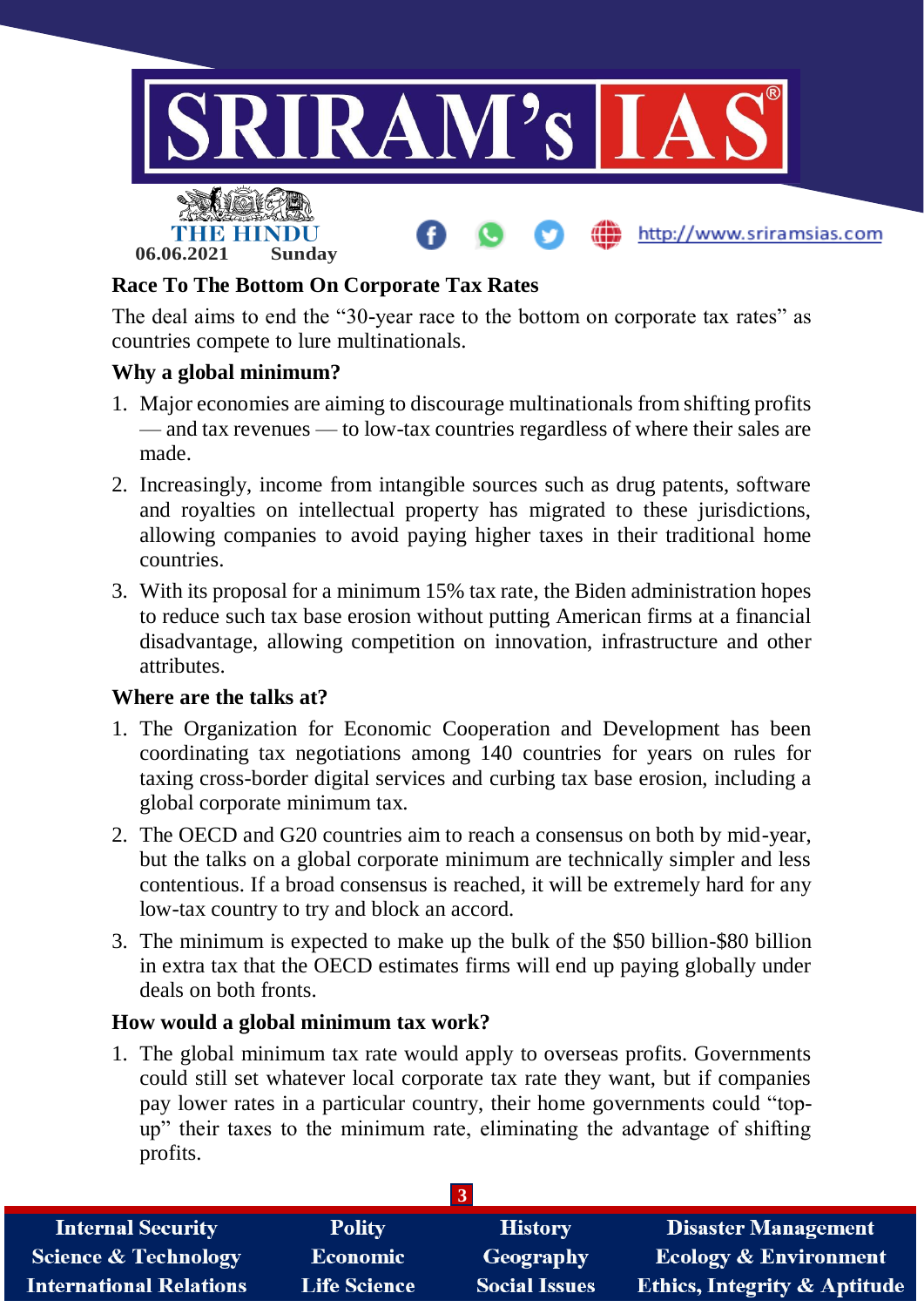## Race To The Bottom On Corporate Tax Rates

The deal aims to end the "30-year race to the bottom on corporate tax rates" as countries compete to lure multinationals.

### Why a global minimum?

1. Major economies are aiming to discourage multinationals from shifting profits — and tax revenues — to low-tax countries regardless of where their sales are made.
2. Increasingly, income from intangible sources such as drug patents, software and royalties on intellectual property has migrated to these jurisdictions, allowing companies to avoid paying higher taxes in their traditional home countries.
3. With its proposal for a minimum 15% tax rate, the Biden administration hopes to reduce such tax base erosion without putting American firms at a financial disadvantage, allowing competition on innovation, infrastructure and other attributes.

### Where are the talks at?

1. The Organization for Economic Cooperation and Development has been coordinating tax negotiations among 140 countries for years on rules for taxing cross-border digital services and curbing tax base erosion, including a global corporate minimum tax.
2. The OECD and G20 countries aim to reach a consensus on both by mid-year, but the talks on a global corporate minimum are technically simpler and less contentious. If a broad consensus is reached, it will be extremely hard for any low-tax country to try and block an accord.
3. The minimum is expected to make up the bulk of the $50 billion-$80 billion in extra tax that the OECD estimates firms will end up paying globally under deals on both fronts.

### How would a global minimum tax work?

1. The global minimum tax rate would apply to overseas profits. Governments could still set whatever local corporate tax rate they want, but if companies pay lower rates in a particular country, their home governments could "top-up" their taxes to the minimum rate, eliminating the advantage of shifting profits.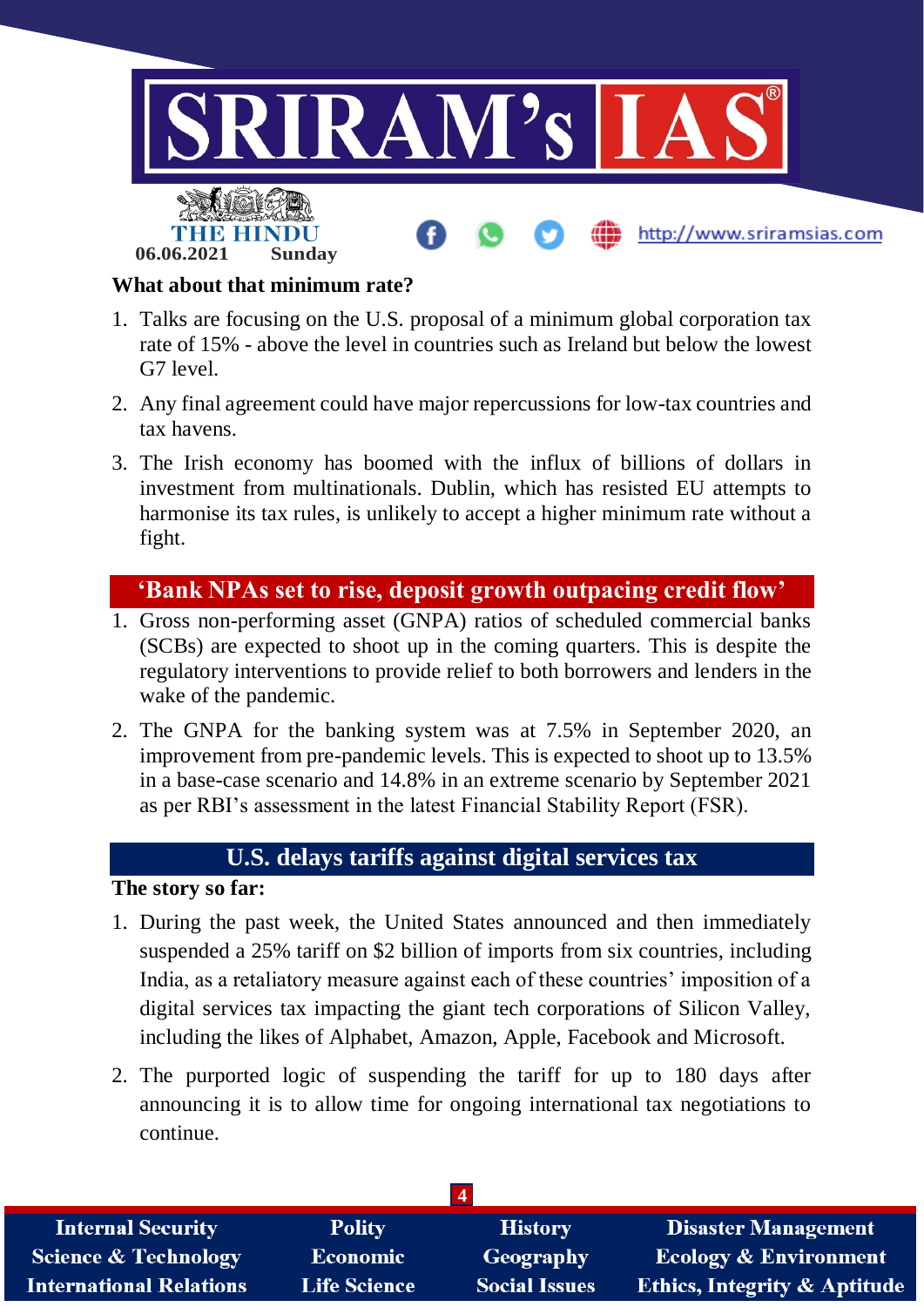**What about that minimum rate?**

1. Talks are focusing on the U.S. proposal of a minimum global corporation tax rate of 15% - above the level in countries such as Ireland but below the lowest G7 level.
2. Any final agreement could have major repercussions for low-tax countries and tax havens.
3. The Irish economy has boomed with the influx of billions of dollars in investment from multinationals. Dublin, which has resisted EU attempts to harmonise its tax rules, is unlikely to accept a higher minimum rate without a fight.

## 'Bank NPAs set to rise, deposit growth outpacing credit flow'

1. Gross non-performing asset (GNPA) ratios of scheduled commercial banks (SCBs) are expected to shoot up in the coming quarters. This is despite the regulatory interventions to provide relief to both borrowers and lenders in the wake of the pandemic.
2. The GNPA for the banking system was at 7.5% in September 2020, an improvement from pre-pandemic levels. This is expected to shoot up to 13.5% in a base-case scenario and 14.8% in an extreme scenario by September 2021 as per RBI's assessment in the latest Financial Stability Report (FSR).

## U.S. delays tariffs against digital services tax

**The story so far:**

1. During the past week, the United States announced and then immediately suspended a 25% tariff on $2 billion of imports from six countries, including India, as a retaliatory measure against each of these countries' imposition of a digital services tax impacting the giant tech corporations of Silicon Valley, including the likes of Alphabet, Amazon, Apple, Facebook and Microsoft.
2. The purported logic of suspending the tariff for up to 180 days after announcing it is to allow time for ongoing international tax negotiations to continue.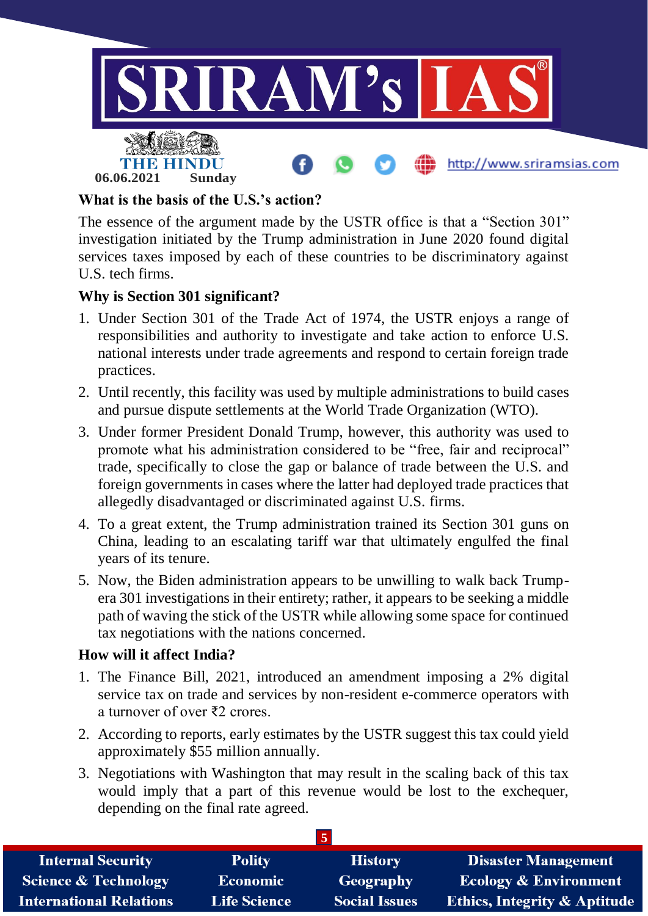### What is the basis of the U.S.'s action?

The essence of the argument made by the USTR office is that a "Section 301" investigation initiated by the Trump administration in June 2020 found digital services taxes imposed by each of these countries to be discriminatory against U.S. tech firms.

### Why is Section 301 significant?

1. Under Section 301 of the Trade Act of 1974, the USTR enjoys a range of responsibilities and authority to investigate and take action to enforce U.S. national interests under trade agreements and respond to certain foreign trade practices.
2. Until recently, this facility was used by multiple administrations to build cases and pursue dispute settlements at the World Trade Organization (WTO).
3. Under former President Donald Trump, however, this authority was used to promote what his administration considered to be "free, fair and reciprocal" trade, specifically to close the gap or balance of trade between the U.S. and foreign governments in cases where the latter had deployed trade practices that allegedly disadvantaged or discriminated against U.S. firms.
4. To a great extent, the Trump administration trained its Section 301 guns on China, leading to an escalating tariff war that ultimately engulfed the final years of its tenure.
5. Now, the Biden administration appears to be unwilling to walk back Trump-era 301 investigations in their entirety; rather, it appears to be seeking a middle path of waving the stick of the USTR while allowing some space for continued tax negotiations with the nations concerned.

### How will it affect India?

1. The Finance Bill, 2021, introduced an amendment imposing a 2% digital service tax on trade and services by non-resident e-commerce operators with a turnover of over ₹2 crores.
2. According to reports, early estimates by the USTR suggest this tax could yield approximately $55 million annually.
3. Negotiations with Washington that may result in the scaling back of this tax would imply that a part of this revenue would be lost to the exchequer, depending on the final rate agreed.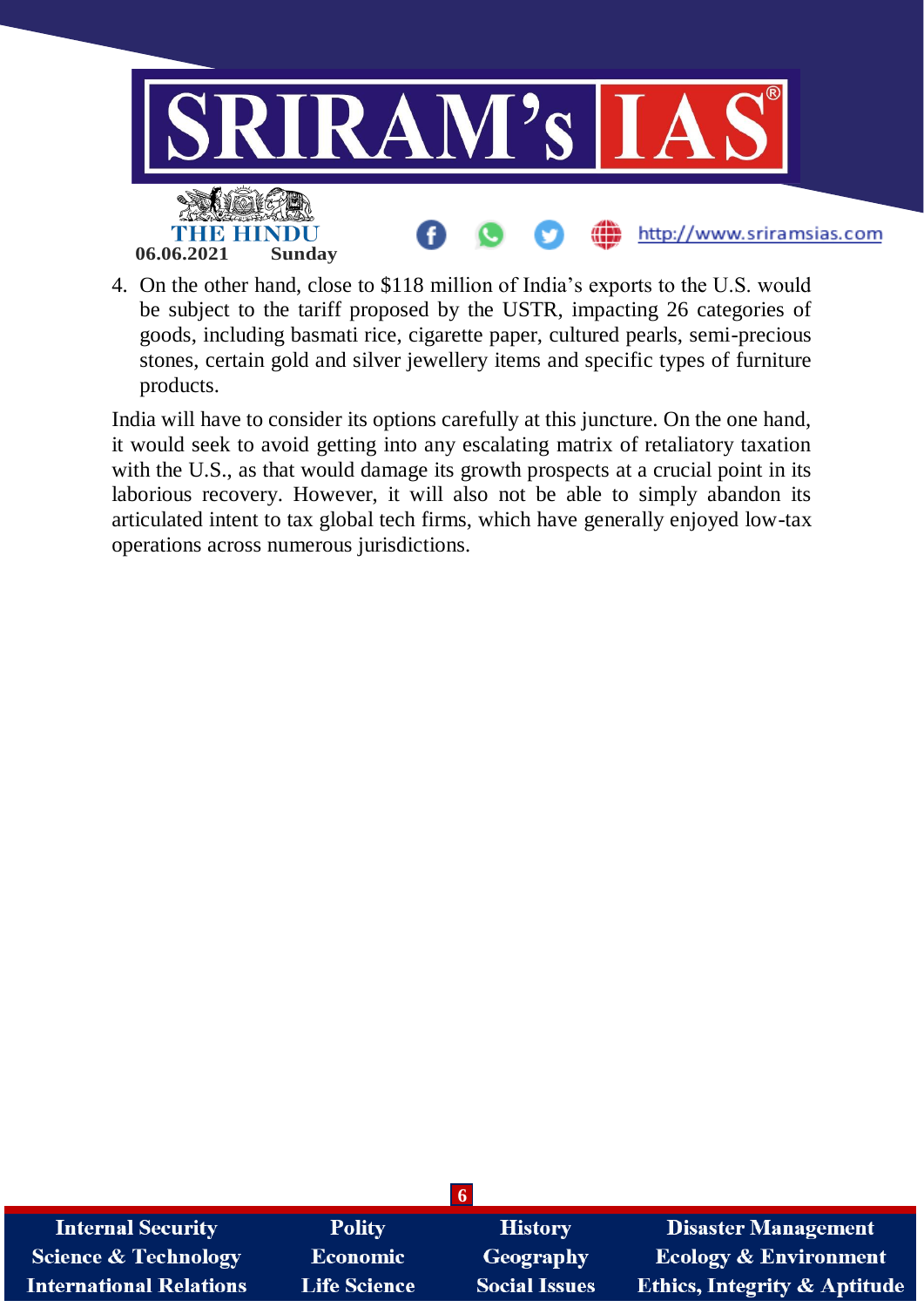4. On the other hand, close to $118 million of India's exports to the U.S. would be subject to the tariff proposed by the USTR, impacting 26 categories of goods, including basmati rice, cigarette paper, cultured pearls, semi-precious stones, certain gold and silver jewellery items and specific types of furniture products.

India will have to consider its options carefully at this juncture. On the one hand, it would seek to avoid getting into any escalating matrix of retaliatory taxation with the U.S., as that would damage its growth prospects at a crucial point in its laborious recovery. However, it will also not be able to simply abandon its articulated intent to tax global tech firms, which have generally enjoyed low-tax operations across numerous jurisdictions.